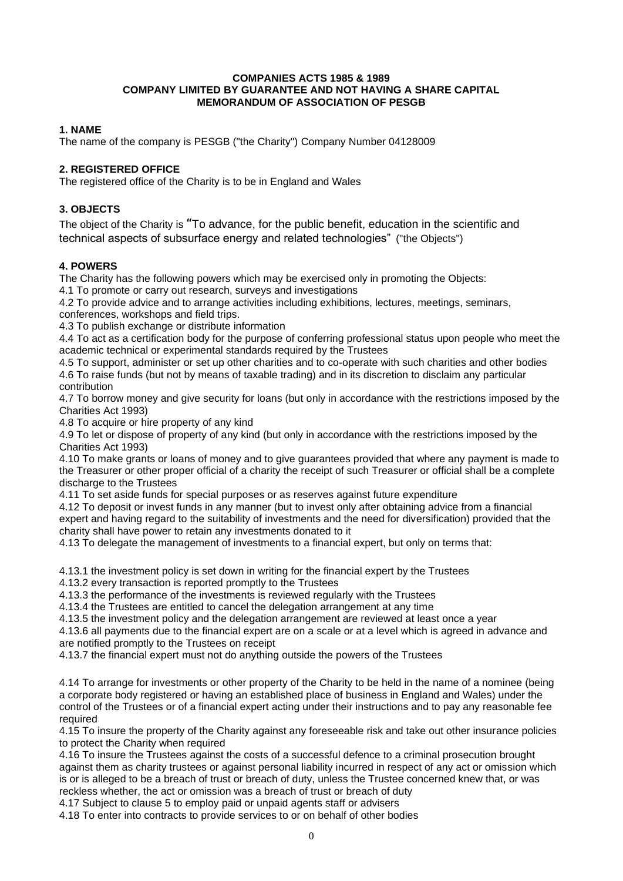**COMPANIES ACTS 1985 & 1989**
**COMPANY LIMITED BY GUARANTEE AND NOT HAVING A SHARE CAPITAL**
**MEMORANDUM OF ASSOCIATION OF PESGB**

## 1. NAME

The name of the company is PESGB ("the Charity") Company Number 04128009

## 2. REGISTERED OFFICE

The registered office of the Charity is to be in England and Wales

## 3. OBJECTS

The object of the Charity is "To advance, for the public benefit, education in the scientific and technical aspects of subsurface energy and related technologies" ("the Objects")

## 4. POWERS

The Charity has the following powers which may be exercised only in promoting the Objects:

4.1 To promote or carry out research, surveys and investigations

4.2 To provide advice and to arrange activities including exhibitions, lectures, meetings, seminars, conferences, workshops and field trips.

4.3 To publish exchange or distribute information

4.4 To act as a certification body for the purpose of conferring professional status upon people who meet the academic technical or experimental standards required by the Trustees

4.5 To support, administer or set up other charities and to co-operate with such charities and other bodies

4.6 To raise funds (but not by means of taxable trading) and in its discretion to disclaim any particular contribution

4.7 To borrow money and give security for loans (but only in accordance with the restrictions imposed by the Charities Act 1993)

4.8 To acquire or hire property of any kind

4.9 To let or dispose of property of any kind (but only in accordance with the restrictions imposed by the Charities Act 1993)

4.10 To make grants or loans of money and to give guarantees provided that where any payment is made to the Treasurer or other proper official of a charity the receipt of such Treasurer or official shall be a complete discharge to the Trustees

4.11 To set aside funds for special purposes or as reserves against future expenditure

4.12 To deposit or invest funds in any manner (but to invest only after obtaining advice from a financial expert and having regard to the suitability of investments and the need for diversification) provided that the charity shall have power to retain any investments donated to it

4.13 To delegate the management of investments to a financial expert, but only on terms that:

4.13.1 the investment policy is set down in writing for the financial expert by the Trustees

4.13.2 every transaction is reported promptly to the Trustees

4.13.3 the performance of the investments is reviewed regularly with the Trustees

4.13.4 the Trustees are entitled to cancel the delegation arrangement at any time

4.13.5 the investment policy and the delegation arrangement are reviewed at least once a year

4.13.6 all payments due to the financial expert are on a scale or at a level which is agreed in advance and are notified promptly to the Trustees on receipt

4.13.7 the financial expert must not do anything outside the powers of the Trustees

4.14 To arrange for investments or other property of the Charity to be held in the name of a nominee (being a corporate body registered or having an established place of business in England and Wales) under the control of the Trustees or of a financial expert acting under their instructions and to pay any reasonable fee required

4.15 To insure the property of the Charity against any foreseeable risk and take out other insurance policies to protect the Charity when required

4.16 To insure the Trustees against the costs of a successful defence to a criminal prosecution brought against them as charity trustees or against personal liability incurred in respect of any act or omission which is or is alleged to be a breach of trust or breach of duty, unless the Trustee concerned knew that, or was reckless whether, the act or omission was a breach of trust or breach of duty

4.17 Subject to clause 5 to employ paid or unpaid agents staff or advisers

4.18 To enter into contracts to provide services to or on behalf of other bodies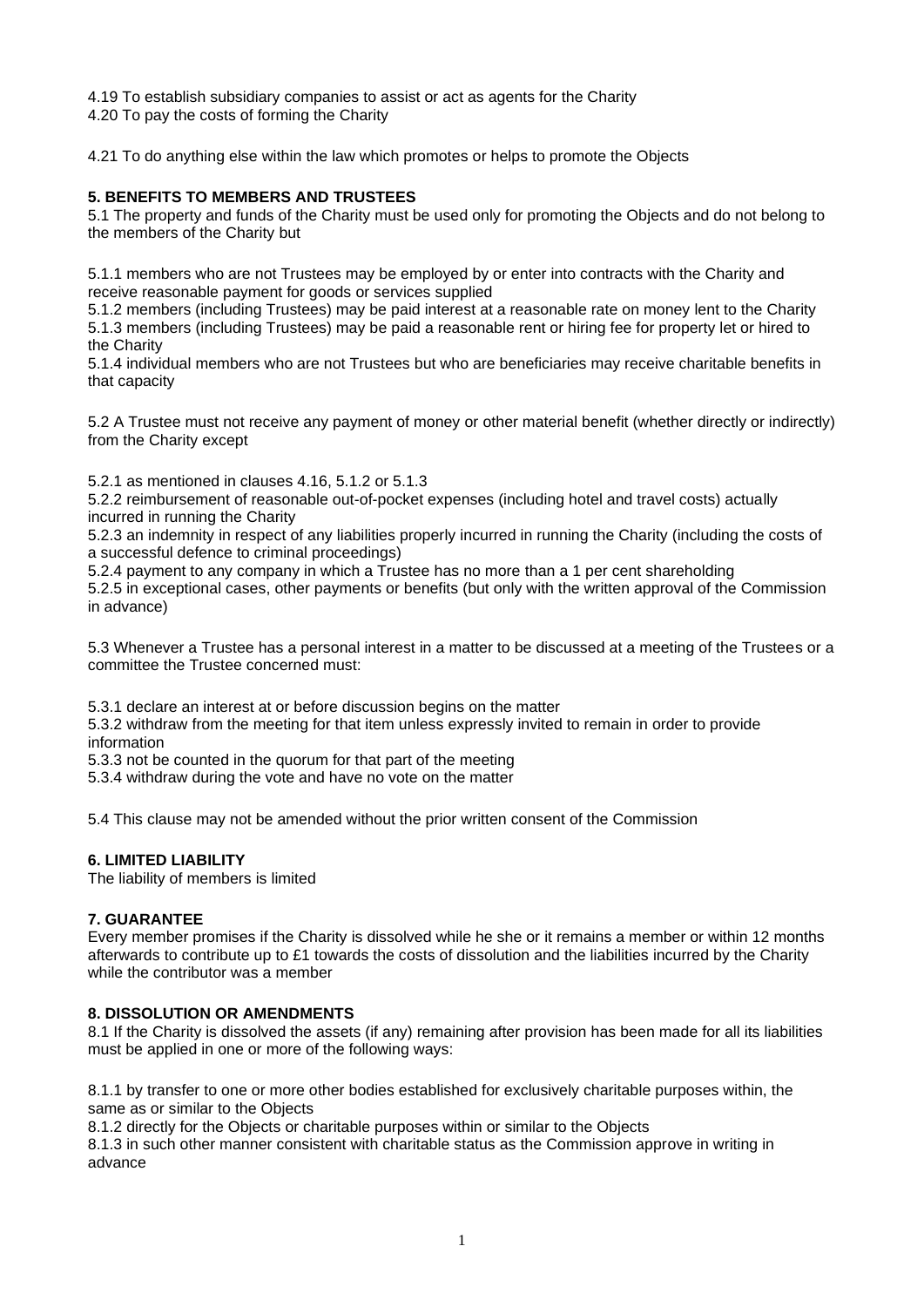4.19 To establish subsidiary companies to assist or act as agents for the Charity
4.20 To pay the costs of forming the Charity

4.21 To do anything else within the law which promotes or helps to promote the Objects

**5. BENEFITS TO MEMBERS AND TRUSTEES**
5.1 The property and funds of the Charity must be used only for promoting the Objects and do not belong to the members of the Charity but

5.1.1 members who are not Trustees may be employed by or enter into contracts with the Charity and receive reasonable payment for goods or services supplied
5.1.2 members (including Trustees) may be paid interest at a reasonable rate on money lent to the Charity
5.1.3 members (including Trustees) may be paid a reasonable rent or hiring fee for property let or hired to the Charity
5.1.4 individual members who are not Trustees but who are beneficiaries may receive charitable benefits in that capacity

5.2 A Trustee must not receive any payment of money or other material benefit (whether directly or indirectly) from the Charity except

5.2.1 as mentioned in clauses 4.16, 5.1.2 or 5.1.3
5.2.2 reimbursement of reasonable out-of-pocket expenses (including hotel and travel costs) actually incurred in running the Charity
5.2.3 an indemnity in respect of any liabilities properly incurred in running the Charity (including the costs of a successful defence to criminal proceedings)
5.2.4 payment to any company in which a Trustee has no more than a 1 per cent shareholding
5.2.5 in exceptional cases, other payments or benefits (but only with the written approval of the Commission in advance)

5.3 Whenever a Trustee has a personal interest in a matter to be discussed at a meeting of the Trustees or a committee the Trustee concerned must:

5.3.1 declare an interest at or before discussion begins on the matter
5.3.2 withdraw from the meeting for that item unless expressly invited to remain in order to provide information
5.3.3 not be counted in the quorum for that part of the meeting
5.3.4 withdraw during the vote and have no vote on the matter

5.4 This clause may not be amended without the prior written consent of the Commission

**6. LIMITED LIABILITY**
The liability of members is limited

**7. GUARANTEE**
Every member promises if the Charity is dissolved while he she or it remains a member or within 12 months afterwards to contribute up to £1 towards the costs of dissolution and the liabilities incurred by the Charity while the contributor was a member

**8. DISSOLUTION OR AMENDMENTS**
8.1 If the Charity is dissolved the assets (if any) remaining after provision has been made for all its liabilities must be applied in one or more of the following ways:

8.1.1 by transfer to one or more other bodies established for exclusively charitable purposes within, the same as or similar to the Objects
8.1.2 directly for the Objects or charitable purposes within or similar to the Objects
8.1.3 in such other manner consistent with charitable status as the Commission approve in writing in advance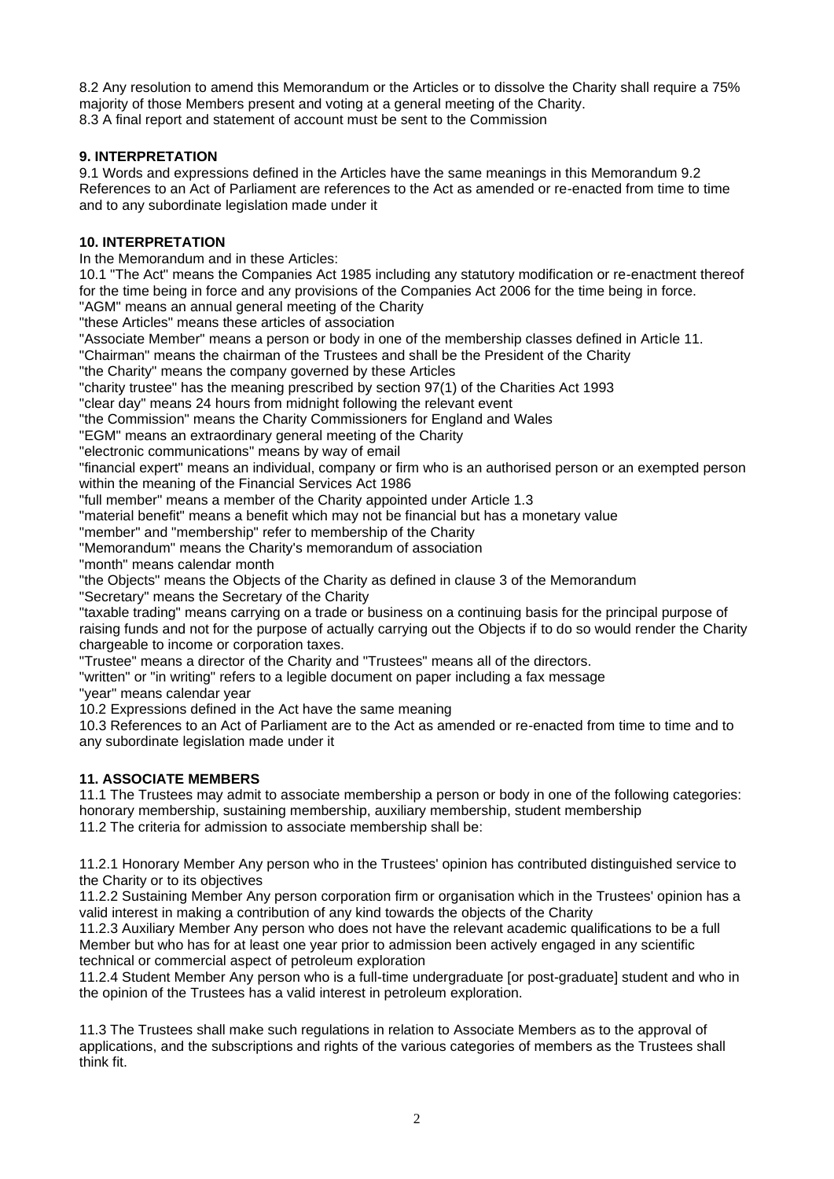8.2 Any resolution to amend this Memorandum or the Articles or to dissolve the Charity shall require a 75% majority of those Members present and voting at a general meeting of the Charity.
8.3 A final report and statement of account must be sent to the Commission

**9. INTERPRETATION**

9.1 Words and expressions defined in the Articles have the same meanings in this Memorandum 9.2 References to an Act of Parliament are references to the Act as amended or re-enacted from time to time and to any subordinate legislation made under it

**10. INTERPRETATION**

In the Memorandum and in these Articles:

10.1 "The Act" means the Companies Act 1985 including any statutory modification or re-enactment thereof for the time being in force and any provisions of the Companies Act 2006 for the time being in force.
"AGM" means an annual general meeting of the Charity
"these Articles" means these articles of association
"Associate Member" means a person or body in one of the membership classes defined in Article 11.
"Chairman" means the chairman of the Trustees and shall be the President of the Charity
"the Charity" means the company governed by these Articles
"charity trustee" has the meaning prescribed by section 97(1) of the Charities Act 1993
"clear day" means 24 hours from midnight following the relevant event
"the Commission" means the Charity Commissioners for England and Wales
"EGM" means an extraordinary general meeting of the Charity
"electronic communications" means by way of email
"financial expert" means an individual, company or firm who is an authorised person or an exempted person within the meaning of the Financial Services Act 1986
"full member" means a member of the Charity appointed under Article 1.3
"material benefit" means a benefit which may not be financial but has a monetary value
"member" and "membership" refer to membership of the Charity
"Memorandum" means the Charity's memorandum of association
"month" means calendar month
"the Objects" means the Objects of the Charity as defined in clause 3 of the Memorandum
"Secretary" means the Secretary of the Charity
"taxable trading" means carrying on a trade or business on a continuing basis for the principal purpose of raising funds and not for the purpose of actually carrying out the Objects if to do so would render the Charity chargeable to income or corporation taxes.
"Trustee" means a director of the Charity and "Trustees" means all of the directors.
"written" or "in writing" refers to a legible document on paper including a fax message
"year" means calendar year
10.2 Expressions defined in the Act have the same meaning
10.3 References to an Act of Parliament are to the Act as amended or re-enacted from time to time and to any subordinate legislation made under it

**11. ASSOCIATE MEMBERS**

11.1 The Trustees may admit to associate membership a person or body in one of the following categories: honorary membership, sustaining membership, auxiliary membership, student membership
11.2 The criteria for admission to associate membership shall be:

11.2.1 Honorary Member Any person who in the Trustees' opinion has contributed distinguished service to the Charity or to its objectives
11.2.2 Sustaining Member Any person corporation firm or organisation which in the Trustees' opinion has a valid interest in making a contribution of any kind towards the objects of the Charity
11.2.3 Auxiliary Member Any person who does not have the relevant academic qualifications to be a full Member but who has for at least one year prior to admission been actively engaged in any scientific technical or commercial aspect of petroleum exploration
11.2.4 Student Member Any person who is a full-time undergraduate [or post-graduate] student and who in the opinion of the Trustees has a valid interest in petroleum exploration.

11.3 The Trustees shall make such regulations in relation to Associate Members as to the approval of applications, and the subscriptions and rights of the various categories of members as the Trustees shall think fit.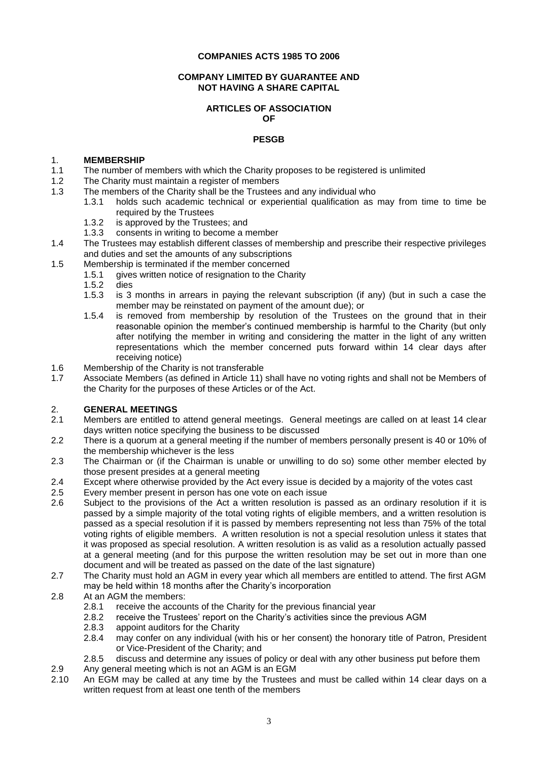**COMPANIES ACTS 1985 TO 2006**

**COMPANY LIMITED BY GUARANTEE AND NOT HAVING A SHARE CAPITAL**

**ARTICLES OF ASSOCIATION OF**

**PESGB**

## 1. MEMBERSHIP

1.1 The number of members with which the Charity proposes to be registered is unlimited

1.2 The Charity must maintain a register of members

1.3 The members of the Charity shall be the Trustees and any individual who

- 1.3.1 holds such academic technical or experiential qualification as may from time to time be required by the Trustees
- 1.3.2 is approved by the Trustees; and
- 1.3.3 consents in writing to become a member

1.4 The Trustees may establish different classes of membership and prescribe their respective privileges and duties and set the amounts of any subscriptions

1.5 Membership is terminated if the member concerned

- 1.5.1 gives written notice of resignation to the Charity
- 1.5.2 dies
- 1.5.3 is 3 months in arrears in paying the relevant subscription (if any) (but in such a case the member may be reinstated on payment of the amount due); or
- 1.5.4 is removed from membership by resolution of the Trustees on the ground that in their reasonable opinion the member's continued membership is harmful to the Charity (but only after notifying the member in writing and considering the matter in the light of any written representations which the member concerned puts forward within 14 clear days after receiving notice)

1.6 Membership of the Charity is not transferable

1.7 Associate Members (as defined in Article 11) shall have no voting rights and shall not be Members of the Charity for the purposes of these Articles or of the Act.

## 2. GENERAL MEETINGS

2.1 Members are entitled to attend general meetings. General meetings are called on at least 14 clear days written notice specifying the business to be discussed

2.2 There is a quorum at a general meeting if the number of members personally present is 40 or 10% of the membership whichever is the less

2.3 The Chairman or (if the Chairman is unable or unwilling to do so) some other member elected by those present presides at a general meeting

2.4 Except where otherwise provided by the Act every issue is decided by a majority of the votes cast

2.5 Every member present in person has one vote on each issue

2.6 Subject to the provisions of the Act a written resolution is passed as an ordinary resolution if it is passed by a simple majority of the total voting rights of eligible members, and a written resolution is passed as a special resolution if it is passed by members representing not less than 75% of the total voting rights of eligible members. A written resolution is not a special resolution unless it states that it was proposed as special resolution. A written resolution is as valid as a resolution actually passed at a general meeting (and for this purpose the written resolution may be set out in more than one document and will be treated as passed on the date of the last signature)

2.7 The Charity must hold an AGM in every year which all members are entitled to attend. The first AGM may be held within 18 months after the Charity's incorporation

2.8 At an AGM the members:

- 2.8.1 receive the accounts of the Charity for the previous financial year
- 2.8.2 receive the Trustees' report on the Charity's activities since the previous AGM
- 2.8.3 appoint auditors for the Charity
- 2.8.4 may confer on any individual (with his or her consent) the honorary title of Patron, President or Vice-President of the Charity; and
- 2.8.5 discuss and determine any issues of policy or deal with any other business put before them

2.9 Any general meeting which is not an AGM is an EGM

2.10 An EGM may be called at any time by the Trustees and must be called within 14 clear days on a written request from at least one tenth of the members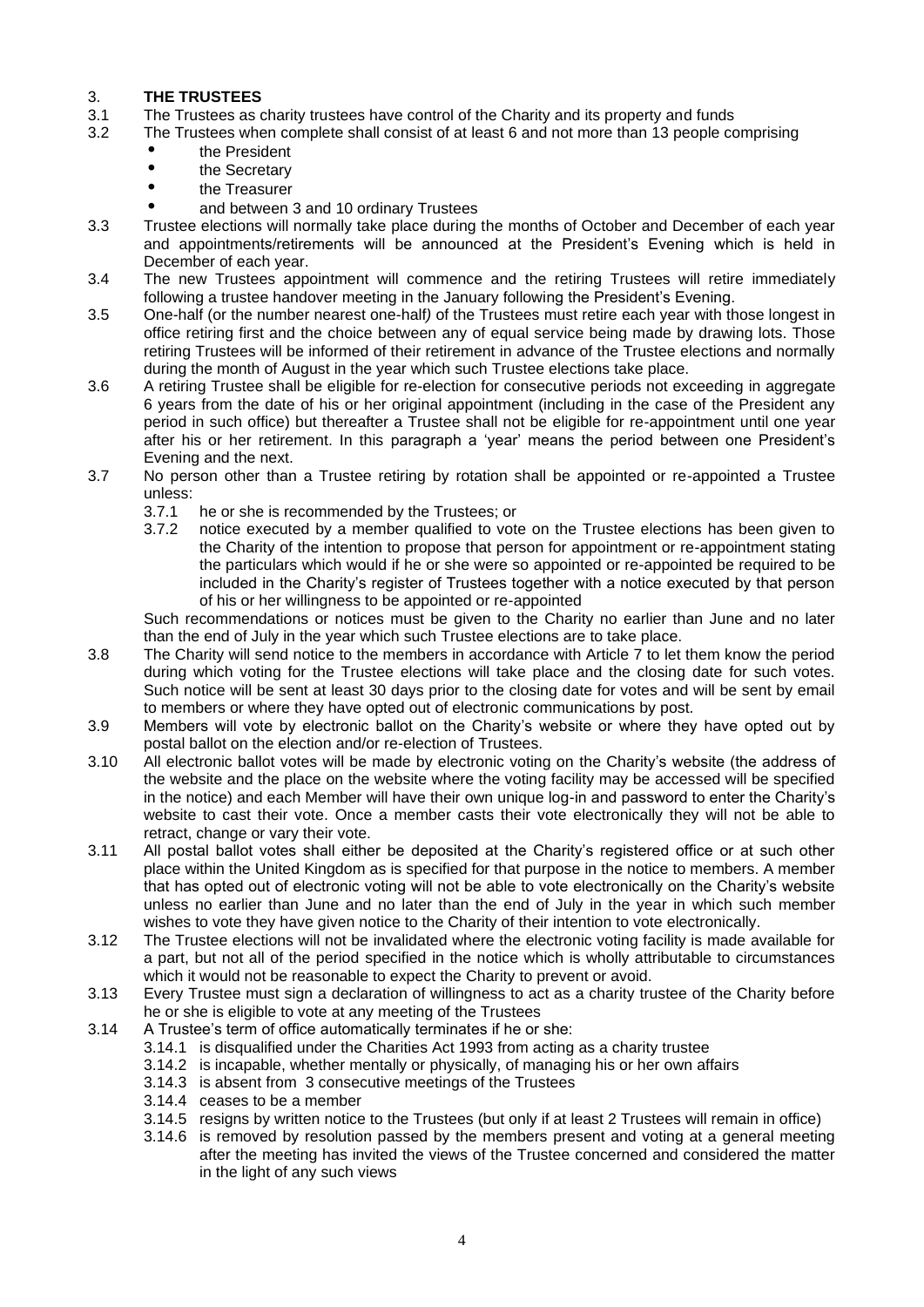## 3. THE TRUSTEES

3.1 The Trustees as charity trustees have control of the Charity and its property and funds

3.2 The Trustees when complete shall consist of at least 6 and not more than 13 people comprising

- the President
- the Secretary
- the Treasurer
- and between 3 and 10 ordinary Trustees

3.3 Trustee elections will normally take place during the months of October and December of each year and appointments/retirements will be announced at the President's Evening which is held in December of each year.

3.4 The new Trustees appointment will commence and the retiring Trustees will retire immediately following a trustee handover meeting in the January following the President's Evening.

3.5 One-half (or the number nearest one-half*)* of the Trustees must retire each year with those longest in office retiring first and the choice between any of equal service being made by drawing lots. Those retiring Trustees will be informed of their retirement in advance of the Trustee elections and normally during the month of August in the year which such Trustee elections take place.

3.6 A retiring Trustee shall be eligible for re-election for consecutive periods not exceeding in aggregate 6 years from the date of his or her original appointment (including in the case of the President any period in such office) but thereafter a Trustee shall not be eligible for re-appointment until one year after his or her retirement. In this paragraph a 'year' means the period between one President's Evening and the next.

3.7 No person other than a Trustee retiring by rotation shall be appointed or re-appointed a Trustee unless:

3.7.1 he or she is recommended by the Trustees; or

3.7.2 notice executed by a member qualified to vote on the Trustee elections has been given to the Charity of the intention to propose that person for appointment or re-appointment stating the particulars which would if he or she were so appointed or re-appointed be required to be included in the Charity's register of Trustees together with a notice executed by that person of his or her willingness to be appointed or re-appointed

Such recommendations or notices must be given to the Charity no earlier than June and no later than the end of July in the year which such Trustee elections are to take place.

3.8 The Charity will send notice to the members in accordance with Article 7 to let them know the period during which voting for the Trustee elections will take place and the closing date for such votes. Such notice will be sent at least 30 days prior to the closing date for votes and will be sent by email to members or where they have opted out of electronic communications by post.

3.9 Members will vote by electronic ballot on the Charity's website or where they have opted out by postal ballot on the election and/or re-election of Trustees.

3.10 All electronic ballot votes will be made by electronic voting on the Charity's website (the address of the website and the place on the website where the voting facility may be accessed will be specified in the notice) and each Member will have their own unique log-in and password to enter the Charity's website to cast their vote. Once a member casts their vote electronically they will not be able to retract, change or vary their vote.

3.11 All postal ballot votes shall either be deposited at the Charity's registered office or at such other place within the United Kingdom as is specified for that purpose in the notice to members. A member that has opted out of electronic voting will not be able to vote electronically on the Charity's website unless no earlier than June and no later than the end of July in the year in which such member wishes to vote they have given notice to the Charity of their intention to vote electronically.

3.12 The Trustee elections will not be invalidated where the electronic voting facility is made available for a part, but not all of the period specified in the notice which is wholly attributable to circumstances which it would not be reasonable to expect the Charity to prevent or avoid.

3.13 Every Trustee must sign a declaration of willingness to act as a charity trustee of the Charity before he or she is eligible to vote at any meeting of the Trustees

3.14 A Trustee's term of office automatically terminates if he or she:

3.14.1 is disqualified under the Charities Act 1993 from acting as a charity trustee

3.14.2 is incapable, whether mentally or physically, of managing his or her own affairs

3.14.3 is absent from 3 consecutive meetings of the Trustees

3.14.4 ceases to be a member

3.14.5 resigns by written notice to the Trustees (but only if at least 2 Trustees will remain in office)

3.14.6 is removed by resolution passed by the members present and voting at a general meeting after the meeting has invited the views of the Trustee concerned and considered the matter in the light of any such views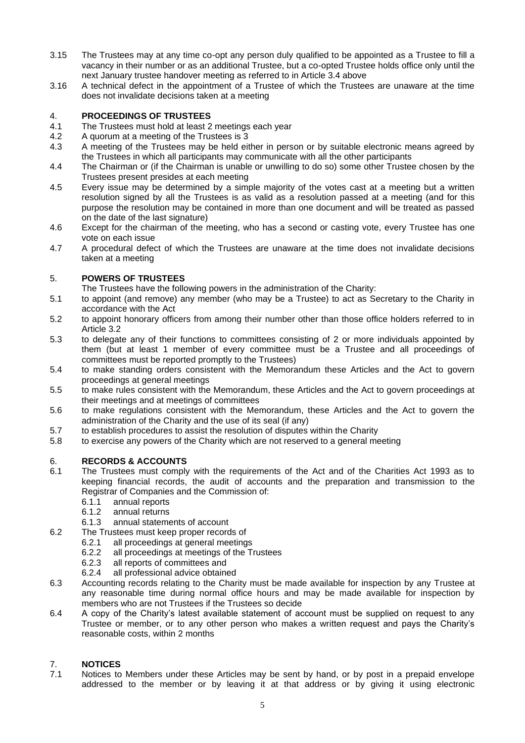3.15 The Trustees may at any time co-opt any person duly qualified to be appointed as a Trustee to fill a vacancy in their number or as an additional Trustee, but a co-opted Trustee holds office only until the next January trustee handover meeting as referred to in Article 3.4 above

3.16 A technical defect in the appointment of a Trustee of which the Trustees are unaware at the time does not invalidate decisions taken at a meeting

## 4. PROCEEDINGS OF TRUSTEES

4.1 The Trustees must hold at least 2 meetings each year

4.2 A quorum at a meeting of the Trustees is 3

4.3 A meeting of the Trustees may be held either in person or by suitable electronic means agreed by the Trustees in which all participants may communicate with all the other participants

4.4 The Chairman or (if the Chairman is unable or unwilling to do so) some other Trustee chosen by the Trustees present presides at each meeting

4.5 Every issue may be determined by a simple majority of the votes cast at a meeting but a written resolution signed by all the Trustees is as valid as a resolution passed at a meeting (and for this purpose the resolution may be contained in more than one document and will be treated as passed on the date of the last signature)

4.6 Except for the chairman of the meeting, who has a second or casting vote, every Trustee has one vote on each issue

4.7 A procedural defect of which the Trustees are unaware at the time does not invalidate decisions taken at a meeting

## 5. POWERS OF TRUSTEES

The Trustees have the following powers in the administration of the Charity:

5.1 to appoint (and remove) any member (who may be a Trustee) to act as Secretary to the Charity in accordance with the Act

5.2 to appoint honorary officers from among their number other than those office holders referred to in Article 3.2

5.3 to delegate any of their functions to committees consisting of 2 or more individuals appointed by them (but at least 1 member of every committee must be a Trustee and all proceedings of committees must be reported promptly to the Trustees)

5.4 to make standing orders consistent with the Memorandum these Articles and the Act to govern proceedings at general meetings

5.5 to make rules consistent with the Memorandum, these Articles and the Act to govern proceedings at their meetings and at meetings of committees

5.6 to make regulations consistent with the Memorandum, these Articles and the Act to govern the administration of the Charity and the use of its seal (if any)

5.7 to establish procedures to assist the resolution of disputes within the Charity

5.8 to exercise any powers of the Charity which are not reserved to a general meeting

## 6. RECORDS & ACCOUNTS

6.1 The Trustees must comply with the requirements of the Act and of the Charities Act 1993 as to keeping financial records, the audit of accounts and the preparation and transmission to the Registrar of Companies and the Commission of:

- 6.1.1 annual reports
- 6.1.2 annual returns
- 6.1.3 annual statements of account

6.2 The Trustees must keep proper records of

- 6.2.1 all proceedings at general meetings
- 6.2.2 all proceedings at meetings of the Trustees
- 6.2.3 all reports of committees and
- 6.2.4 all professional advice obtained

6.3 Accounting records relating to the Charity must be made available for inspection by any Trustee at any reasonable time during normal office hours and may be made available for inspection by members who are not Trustees if the Trustees so decide

6.4 A copy of the Charity's latest available statement of account must be supplied on request to any Trustee or member, or to any other person who makes a written request and pays the Charity's reasonable costs, within 2 months

## 7. NOTICES

7.1 Notices to Members under these Articles may be sent by hand, or by post in a prepaid envelope addressed to the member or by leaving it at that address or by giving it using electronic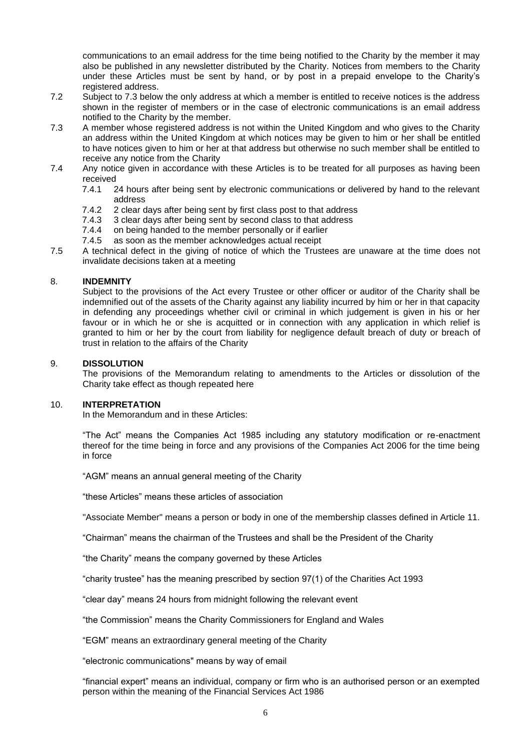communications to an email address for the time being notified to the Charity by the member it may also be published in any newsletter distributed by the Charity. Notices from members to the Charity under these Articles must be sent by hand, or by post in a prepaid envelope to the Charity's registered address.

7.2 Subject to 7.3 below the only address at which a member is entitled to receive notices is the address shown in the register of members or in the case of electronic communications is an email address notified to the Charity by the member.

7.3 A member whose registered address is not within the United Kingdom and who gives to the Charity an address within the United Kingdom at which notices may be given to him or her shall be entitled to have notices given to him or her at that address but otherwise no such member shall be entitled to receive any notice from the Charity

7.4 Any notice given in accordance with these Articles is to be treated for all purposes as having been received

- 7.4.1 24 hours after being sent by electronic communications or delivered by hand to the relevant address
- 7.4.2 2 clear days after being sent by first class post to that address
- 7.4.3 3 clear days after being sent by second class to that address
- 7.4.4 on being handed to the member personally or if earlier
- 7.4.5 as soon as the member acknowledges actual receipt

7.5 A technical defect in the giving of notice of which the Trustees are unaware at the time does not invalidate decisions taken at a meeting

## 8. INDEMNITY

Subject to the provisions of the Act every Trustee or other officer or auditor of the Charity shall be indemnified out of the assets of the Charity against any liability incurred by him or her in that capacity in defending any proceedings whether civil or criminal in which judgement is given in his or her favour or in which he or she is acquitted or in connection with any application in which relief is granted to him or her by the court from liability for negligence default breach of duty or breach of trust in relation to the affairs of the Charity

## 9. DISSOLUTION

The provisions of the Memorandum relating to amendments to the Articles or dissolution of the Charity take effect as though repeated here

## 10. INTERPRETATION

In the Memorandum and in these Articles:

"The Act" means the Companies Act 1985 including any statutory modification or re-enactment thereof for the time being in force and any provisions of the Companies Act 2006 for the time being in force

"AGM" means an annual general meeting of the Charity

"these Articles" means these articles of association

"Associate Member" means a person or body in one of the membership classes defined in Article 11.

"Chairman" means the chairman of the Trustees and shall be the President of the Charity

"the Charity" means the company governed by these Articles

"charity trustee" has the meaning prescribed by section 97(1) of the Charities Act 1993

"clear day" means 24 hours from midnight following the relevant event

"the Commission" means the Charity Commissioners for England and Wales

"EGM" means an extraordinary general meeting of the Charity

"electronic communications" means by way of email

"financial expert" means an individual, company or firm who is an authorised person or an exempted person within the meaning of the Financial Services Act 1986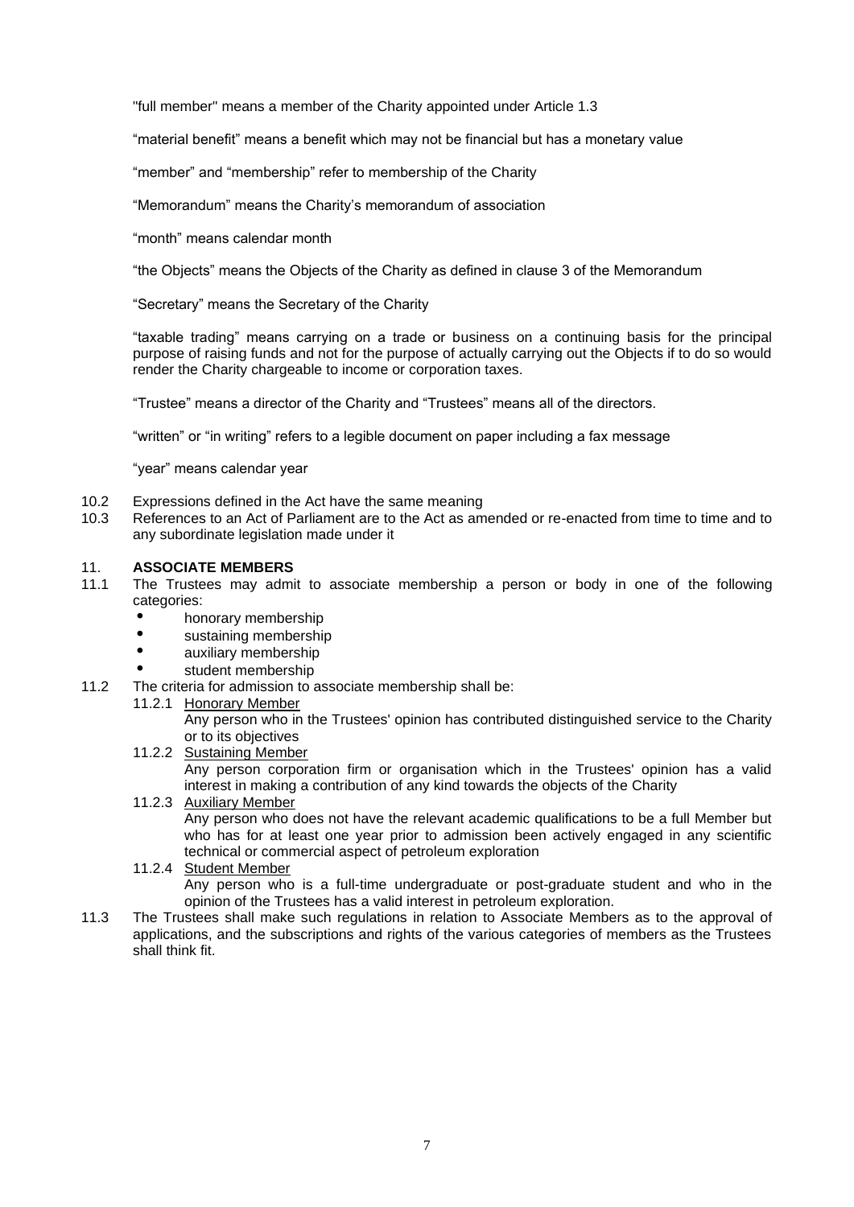"full member" means a member of the Charity appointed under Article 1.3

"material benefit" means a benefit which may not be financial but has a monetary value

"member" and "membership" refer to membership of the Charity

"Memorandum" means the Charity's memorandum of association

"month" means calendar month

"the Objects" means the Objects of the Charity as defined in clause 3 of the Memorandum

"Secretary" means the Secretary of the Charity

"taxable trading" means carrying on a trade or business on a continuing basis for the principal purpose of raising funds and not for the purpose of actually carrying out the Objects if to do so would render the Charity chargeable to income or corporation taxes.

"Trustee" means a director of the Charity and "Trustees" means all of the directors.

"written" or "in writing" refers to a legible document on paper including a fax message

"year" means calendar year

10.2 Expressions defined in the Act have the same meaning

10.3 References to an Act of Parliament are to the Act as amended or re-enacted from time to time and to any subordinate legislation made under it

## 11. ASSOCIATE MEMBERS

11.1 The Trustees may admit to associate membership a person or body in one of the following categories:

- honorary membership
- sustaining membership
- auxiliary membership
- student membership

11.2 The criteria for admission to associate membership shall be:

11.2.1 Honorary Member
Any person who in the Trustees' opinion has contributed distinguished service to the Charity or to its objectives

11.2.2 Sustaining Member
Any person corporation firm or organisation which in the Trustees' opinion has a valid interest in making a contribution of any kind towards the objects of the Charity

11.2.3 Auxiliary Member
Any person who does not have the relevant academic qualifications to be a full Member but who has for at least one year prior to admission been actively engaged in any scientific technical or commercial aspect of petroleum exploration

11.2.4 Student Member
Any person who is a full-time undergraduate or post-graduate student and who in the opinion of the Trustees has a valid interest in petroleum exploration.

11.3 The Trustees shall make such regulations in relation to Associate Members as to the approval of applications, and the subscriptions and rights of the various categories of members as the Trustees shall think fit.